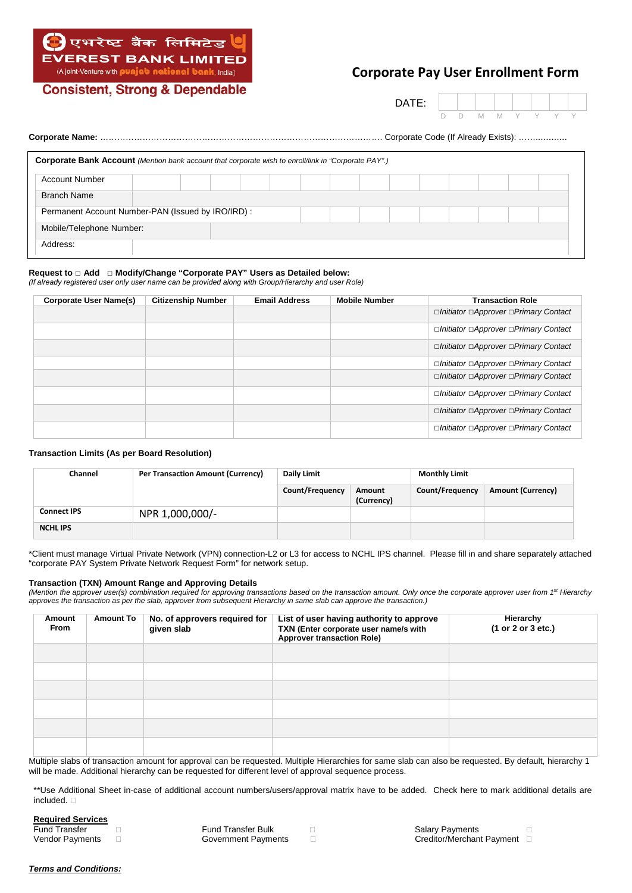एभरेष्ट बैंक लिमिटेड

EVEREST BANK LIMITED

(A joint-Venture with punjab national bank, India)

Consistent, Strong & Dependable

# Corporate Pay User Enrollment Form

DATE: | D | D | M | M | Y | Y | Y | Y |

**Corporate Name:** ………………………………………………………………………………………. Corporate Code (If Already Exists): ……...........

**Corporate Bank Account** *(Mention bank account that corporate wish to enroll/link in "Corporate PAY".)*

| | |
|---|---|
| Account Number | |
| Branch Name | |
| Permanent Account Number-PAN (Issued by IRO/IRD) : | |
| Mobile/Telephone Number: | |
| Address: | |

**Request to □ Add □ Modify/Change "Corporate PAY" Users as Detailed below:**
*(If already registered user only user name can be provided along with Group/Hierarchy and user Role)*

| Corporate User Name(s) | Citizenship Number | Email Address | Mobile Number | Transaction Role |
|---|---|---|---|---|
| | | | | *□Initiator □Approver □Primary Contact* |
| | | | | *□Initiator □Approver □Primary Contact* |
| | | | | *□Initiator □Approver □Primary Contact* |
| | | | | *□Initiator □Approver □Primary Contact* |
| | | | | *□Initiator □Approver □Primary Contact* |
| | | | | *□Initiator □Approver □Primary Contact* |
| | | | | *□Initiator □Approver □Primary Contact* |
| | | | | *□Initiator □Approver □Primary Contact* |

**Transaction Limits (As per Board Resolution)**

| Channel | Per Transaction Amount (Currency) | Daily Limit | | Monthly Limit | |
|---|---|---|---|---|---|
| | | Count/Frequency | Amount (Currency) | Count/Frequency | Amount (Currency) |
| Connect IPS | NPR 1,000,000/- | | | | |
| NCHL IPS | | | | | |

*Client must manage Virtual Private Network (VPN) connection-L2 or L3 for access to NCHL IPS channel. Please fill in and share separately attached "corporate PAY System Private Network Request Form" for network setup.

**Transaction (TXN) Amount Range and Approving Details**
*(Mention the approver user(s) combination required for approving transactions based on the transaction amount. Only once the corporate approver user from 1st Hierarchy approves the transaction as per the slab, approver from subsequent Hierarchy in same slab can approve the transaction.)*

| Amount From | Amount To | No. of approvers required for given slab | List of user having authority to approve TXN (Enter corporate user name/s with Approver transaction Role) | Hierarchy (1 or 2 or 3 etc.) |
|---|---|---|---|---|
| | | | | |
| | | | | |
| | | | | |
| | | | | |
| | | | | |
| | | | | |

Multiple slabs of transaction amount for approval can be requested. Multiple Hierarchies for same slab can also be requested. By default, hierarchy 1 will be made. Additional hierarchy can be requested for different level of approval sequence process.

**Use Additional Sheet in-case of additional account numbers/users/approval matrix have to be added. Check here to mark additional details are included. □

**Required Services**

| | | |
|---|---|---|
| Fund Transfer □ | Fund Transfer Bulk □ | Salary Payments □ |
| Vendor Payments □ | Government Payments □ | Creditor/Merchant Payment □ |

***Terms and Conditions:***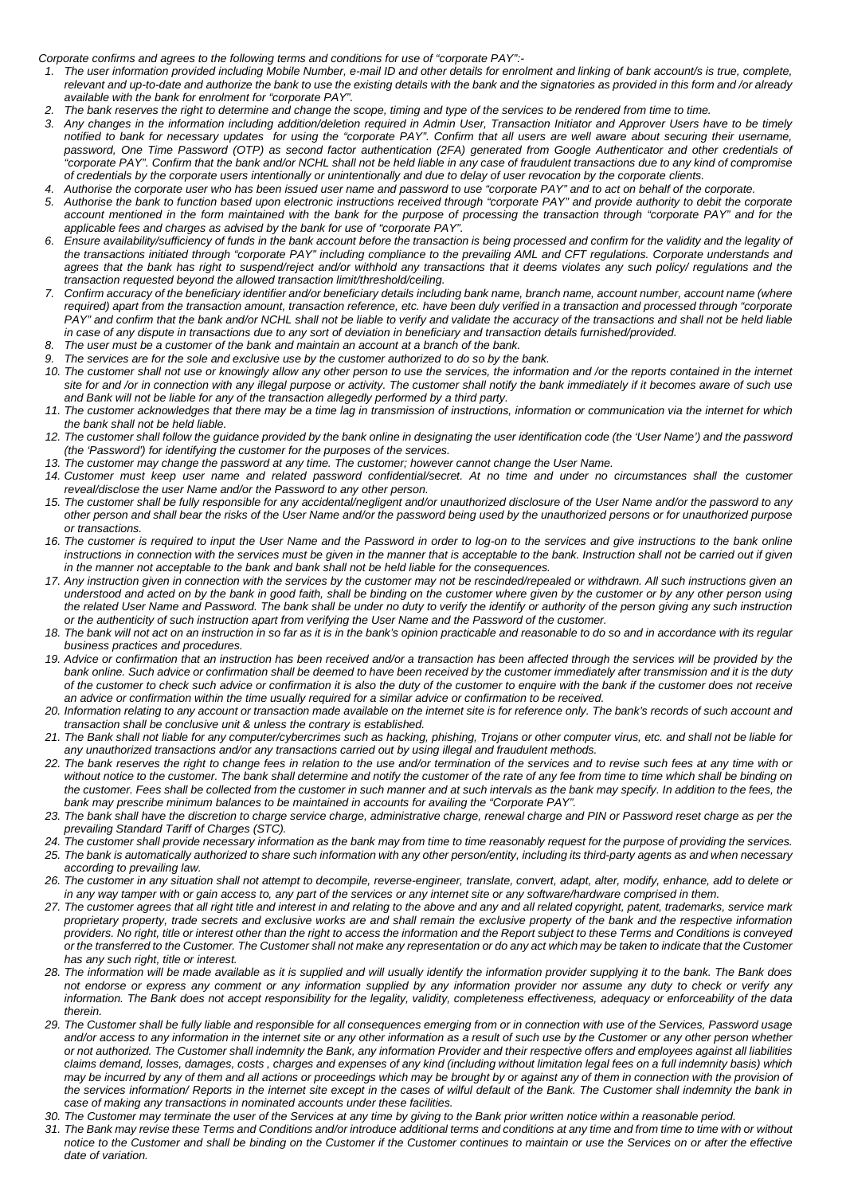*Corporate confirms and agrees to the following terms and conditions for use of "corporate PAY":-*

1. *The user information provided including Mobile Number, e-mail ID and other details for enrolment and linking of bank account/s is true, complete, relevant and up-to-date and authorize the bank to use the existing details with the bank and the signatories as provided in this form and /or already available with the bank for enrolment for "corporate PAY".*
2. *The bank reserves the right to determine and change the scope, timing and type of the services to be rendered from time to time.*
3. *Any changes in the information including addition/deletion required in Admin User, Transaction Initiator and Approver Users have to be timely notified to bank for necessary updates for using the "corporate PAY". Confirm that all users are well aware about securing their username, password, One Time Password (OTP) as second factor authentication (2FA) generated from Google Authenticator and other credentials of "corporate PAY". Confirm that the bank and/or NCHL shall not be held liable in any case of fraudulent transactions due to any kind of compromise of credentials by the corporate users intentionally or unintentionally and due to delay of user revocation by the corporate clients.*
4. *Authorise the corporate user who has been issued user name and password to use "corporate PAY" and to act on behalf of the corporate.*
5. *Authorise the bank to function based upon electronic instructions received through "corporate PAY" and provide authority to debit the corporate account mentioned in the form maintained with the bank for the purpose of processing the transaction through "corporate PAY" and for the applicable fees and charges as advised by the bank for use of "corporate PAY".*
6. *Ensure availability/sufficiency of funds in the bank account before the transaction is being processed and confirm for the validity and the legality of the transactions initiated through "corporate PAY" including compliance to the prevailing AML and CFT regulations. Corporate understands and agrees that the bank has right to suspend/reject and/or withhold any transactions that it deems violates any such policy/ regulations and the transaction requested beyond the allowed transaction limit/threshold/ceiling.*
7. *Confirm accuracy of the beneficiary identifier and/or beneficiary details including bank name, branch name, account number, account name (where required) apart from the transaction amount, transaction reference, etc. have been duly verified in a transaction and processed through "corporate PAY" and confirm that the bank and/or NCHL shall not be liable to verify and validate the accuracy of the transactions and shall not be held liable in case of any dispute in transactions due to any sort of deviation in beneficiary and transaction details furnished/provided.*
8. *The user must be a customer of the bank and maintain an account at a branch of the bank.*
9. *The services are for the sole and exclusive use by the customer authorized to do so by the bank.*
10. *The customer shall not use or knowingly allow any other person to use the services, the information and /or the reports contained in the internet site for and /or in connection with any illegal purpose or activity. The customer shall notify the bank immediately if it becomes aware of such use and Bank will not be liable for any of the transaction allegedly performed by a third party.*
11. *The customer acknowledges that there may be a time lag in transmission of instructions, information or communication via the internet for which the bank shall not be held liable.*
12. *The customer shall follow the guidance provided by the bank online in designating the user identification code (the 'User Name') and the password (the 'Password') for identifying the customer for the purposes of the services.*
13. *The customer may change the password at any time. The customer; however cannot change the User Name.*
14. *Customer must keep user name and related password confidential/secret. At no time and under no circumstances shall the customer reveal/disclose the user Name and/or the Password to any other person.*
15. *The customer shall be fully responsible for any accidental/negligent and/or unauthorized disclosure of the User Name and/or the password to any other person and shall bear the risks of the User Name and/or the password being used by the unauthorized persons or for unauthorized purpose or transactions.*
16. *The customer is required to input the User Name and the Password in order to log-on to the services and give instructions to the bank online instructions in connection with the services must be given in the manner that is acceptable to the bank. Instruction shall not be carried out if given in the manner not acceptable to the bank and bank shall not be held liable for the consequences.*
17. *Any instruction given in connection with the services by the customer may not be rescinded/repealed or withdrawn. All such instructions given an understood and acted on by the bank in good faith, shall be binding on the customer where given by the customer or by any other person using the related User Name and Password. The bank shall be under no duty to verify the identify or authority of the person giving any such instruction or the authenticity of such instruction apart from verifying the User Name and the Password of the customer.*
18. *The bank will not act on an instruction in so far as it is in the bank's opinion practicable and reasonable to do so and in accordance with its regular business practices and procedures.*
19. *Advice or confirmation that an instruction has been received and/or a transaction has been affected through the services will be provided by the bank online. Such advice or confirmation shall be deemed to have been received by the customer immediately after transmission and it is the duty of the customer to check such advice or confirmation it is also the duty of the customer to enquire with the bank if the customer does not receive an advice or confirmation within the time usually required for a similar advice or confirmation to be received.*
20. *Information relating to any account or transaction made available on the internet site is for reference only. The bank's records of such account and transaction shall be conclusive unit & unless the contrary is established.*
21. *The Bank shall not liable for any computer/cybercrimes such as hacking, phishing, Trojans or other computer virus, etc. and shall not be liable for any unauthorized transactions and/or any transactions carried out by using illegal and fraudulent methods.*
22. *The bank reserves the right to change fees in relation to the use and/or termination of the services and to revise such fees at any time with or without notice to the customer. The bank shall determine and notify the customer of the rate of any fee from time to time which shall be binding on the customer. Fees shall be collected from the customer in such manner and at such intervals as the bank may specify. In addition to the fees, the bank may prescribe minimum balances to be maintained in accounts for availing the "Corporate PAY".*
23. *The bank shall have the discretion to charge service charge, administrative charge, renewal charge and PIN or Password reset charge as per the prevailing Standard Tariff of Charges (STC).*
24. *The customer shall provide necessary information as the bank may from time to time reasonably request for the purpose of providing the services.*
25. *The bank is automatically authorized to share such information with any other person/entity, including its third-party agents as and when necessary according to prevailing law.*
26. *The customer in any situation shall not attempt to decompile, reverse-engineer, translate, convert, adapt, alter, modify, enhance, add to delete or in any way tamper with or gain access to, any part of the services or any internet site or any software/hardware comprised in them.*
27. *The customer agrees that all right title and interest in and relating to the above and any and all related copyright, patent, trademarks, service mark proprietary property, trade secrets and exclusive works are and shall remain the exclusive property of the bank and the respective information providers. No right, title or interest other than the right to access the information and the Report subject to these Terms and Conditions is conveyed or the transferred to the Customer. The Customer shall not make any representation or do any act which may be taken to indicate that the Customer has any such right, title or interest.*
28. *The information will be made available as it is supplied and will usually identify the information provider supplying it to the bank. The Bank does not endorse or express any comment or any information supplied by any information provider nor assume any duty to check or verify any information. The Bank does not accept responsibility for the legality, validity, completeness effectiveness, adequacy or enforceability of the data therein.*
29. *The Customer shall be fully liable and responsible for all consequences emerging from or in connection with use of the Services, Password usage and/or access to any information in the internet site or any other information as a result of such use by the Customer or any other person whether or not authorized. The Customer shall indemnify the Bank, any information Provider and their respective offers and employees against all liabilities claims demand, losses, damages, costs , charges and expenses of any kind (including without limitation legal fees on a full indemnity basis) which may be incurred by any of them and all actions or proceedings which may be brought by or against any of them in connection with the provision of the services information/ Reports in the internet site except in the cases of wilful default of the Bank. The Customer shall indemnity the bank in case of making any transactions in nominated accounts under these facilities.*
30. *The Customer may terminate the user of the Services at any time by giving to the Bank prior written notice within a reasonable period.*
31. *The Bank may revise these Terms and Conditions and/or introduce additional terms and conditions at any time and from time to time with or without notice to the Customer and shall be binding on the Customer if the Customer continues to maintain or use the Services on or after the effective date of variation.*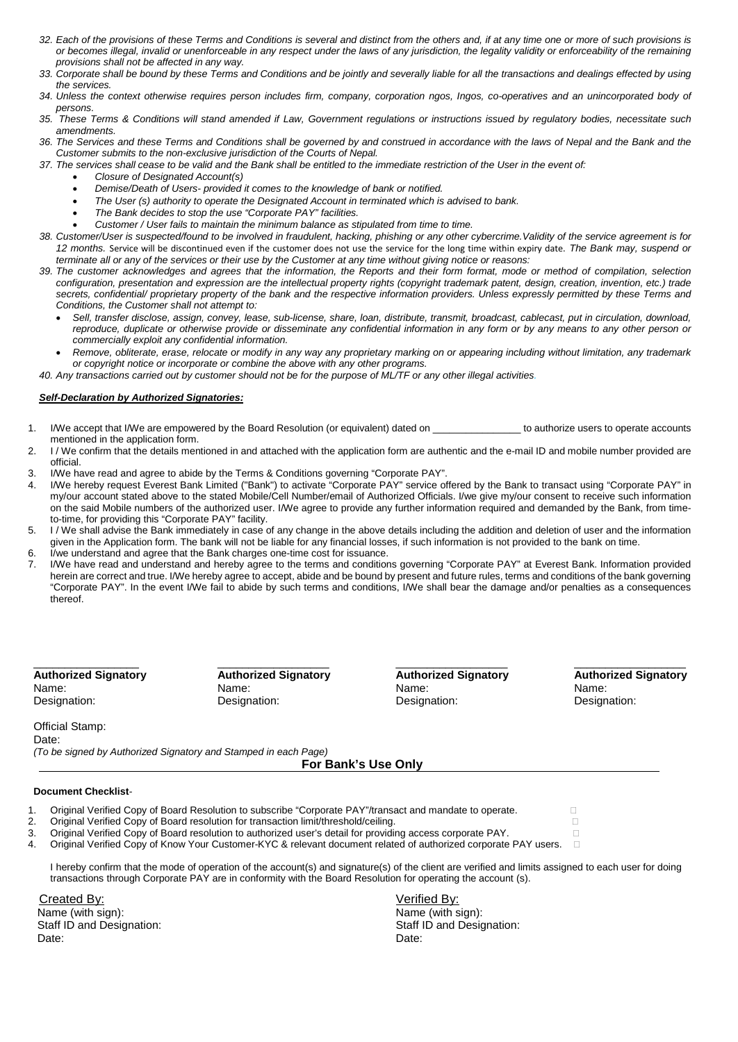*32. Each of the provisions of these Terms and Conditions is several and distinct from the others and, if at any time one or more of such provisions is or becomes illegal, invalid or unenforceable in any respect under the laws of any jurisdiction, the legality validity or enforceability of the remaining provisions shall not be affected in any way.*

*33. Corporate shall be bound by these Terms and Conditions and be jointly and severally liable for all the transactions and dealings effected by using the services.*

*34. Unless the context otherwise requires person includes firm, company, corporation ngos, Ingos, co-operatives and an unincorporated body of persons.*

*35. These Terms & Conditions will stand amended if Law, Government regulations or instructions issued by regulatory bodies, necessitate such amendments.*

*36. The Services and these Terms and Conditions shall be governed by and construed in accordance with the laws of Nepal and the Bank and the Customer submits to the non-exclusive jurisdiction of the Courts of Nepal.*

*37. The services shall cease to be valid and the Bank shall be entitled to the immediate restriction of the User in the event of:*

- *Closure of Designated Account(s)*
- *Demise/Death of Users- provided it comes to the knowledge of bank or notified.*
- *The User (s) authority to operate the Designated Account in terminated which is advised to bank.*
- *The Bank decides to stop the use "Corporate PAY" facilities.*
- *Customer / User fails to maintain the minimum balance as stipulated from time to time.*

*38. Customer/User is suspected/found to be involved in fraudulent, hacking, phishing or any other cybercrime.Validity of the service agreement is for 12 months.* Service will be discontinued even if the customer does not use the service for the long time within expiry date. *The Bank may, suspend or terminate all or any of the services or their use by the Customer at any time without giving notice or reasons:*

*39. The customer acknowledges and agrees that the information, the Reports and their form format, mode or method of compilation, selection configuration, presentation and expression are the intellectual property rights (copyright trademark patent, design, creation, invention, etc.) trade secrets, confidential/ proprietary property of the bank and the respective information providers. Unless expressly permitted by these Terms and Conditions, the Customer shall not attempt to:*

- *Sell, transfer disclose, assign, convey, lease, sub-license, share, loan, distribute, transmit, broadcast, cablecast, put in circulation, download, reproduce, duplicate or otherwise provide or disseminate any confidential information in any form or by any means to any other person or commercially exploit any confidential information.*
- *Remove, obliterate, erase, relocate or modify in any way any proprietary marking on or appearing including without limitation, any trademark or copyright notice or incorporate or combine the above with any other programs.*

*40. Any transactions carried out by customer should not be for the purpose of ML/TF or any other illegal activities.*

***Self-Declaration by Authorized Signatories:***

1. I/We accept that I/We are empowered by the Board Resolution (or equivalent) dated on _______________ to authorize users to operate accounts mentioned in the application form.
2. I / We confirm that the details mentioned in and attached with the application form are authentic and the e-mail ID and mobile number provided are official.
3. I/We have read and agree to abide by the Terms & Conditions governing "Corporate PAY".
4. I/We hereby request Everest Bank Limited ("Bank") to activate "Corporate PAY" service offered by the Bank to transact using "Corporate PAY" in my/our account stated above to the stated Mobile/Cell Number/email of Authorized Officials. I/we give my/our consent to receive such information on the said Mobile numbers of the authorized user. I/We agree to provide any further information required and demanded by the Bank, from time-to-time, for providing this "Corporate PAY" facility.
5. I / We shall advise the Bank immediately in case of any change in the above details including the addition and deletion of user and the information given in the Application form. The bank will not be liable for any financial losses, if such information is not provided to the bank on time.
6. I/we understand and agree that the Bank charges one-time cost for issuance.
7. I/We have read and understand and hereby agree to the terms and conditions governing "Corporate PAY" at Everest Bank. Information provided herein are correct and true. I/We hereby agree to accept, abide and be bound by present and future rules, terms and conditions of the bank governing "Corporate PAY". In the event I/We fail to abide by such terms and conditions, I/We shall bear the damage and/or penalties as a consequences thereof.

| | | | |
|---|---|---|---|
| _______________ | _______________ | _______________ | _______________ |
| **Authorized Signatory** | **Authorized Signatory** | **Authorized Signatory** | **Authorized Signatory** |
| Name: | Name: | Name: | Name: |
| Designation: | Designation: | Designation: | Designation: |

Official Stamp:

Date:

*(To be signed by Authorized Signatory and Stamped in each Page)*

## For Bank's Use Only

**Document Checklist**-

1. Original Verified Copy of Board Resolution to subscribe "Corporate PAY"/transact and mandate to operate. ☐
2. Original Verified Copy of Board resolution for transaction limit/threshold/ceiling. ☐
3. Original Verified Copy of Board resolution to authorized user's detail for providing access corporate PAY. ☐
4. Original Verified Copy of Know Your Customer-KYC & relevant document related of authorized corporate PAY users. ☐

I hereby confirm that the mode of operation of the account(s) and signature(s) of the client are verified and limits assigned to each user for doing transactions through Corporate PAY are in conformity with the Board Resolution for operating the account (s).

| | |
|---|---|
| Created By: | Verified By: |
| Name (with sign): | Name (with sign): |
| Staff ID and Designation: | Staff ID and Designation: |
| Date: | Date: |